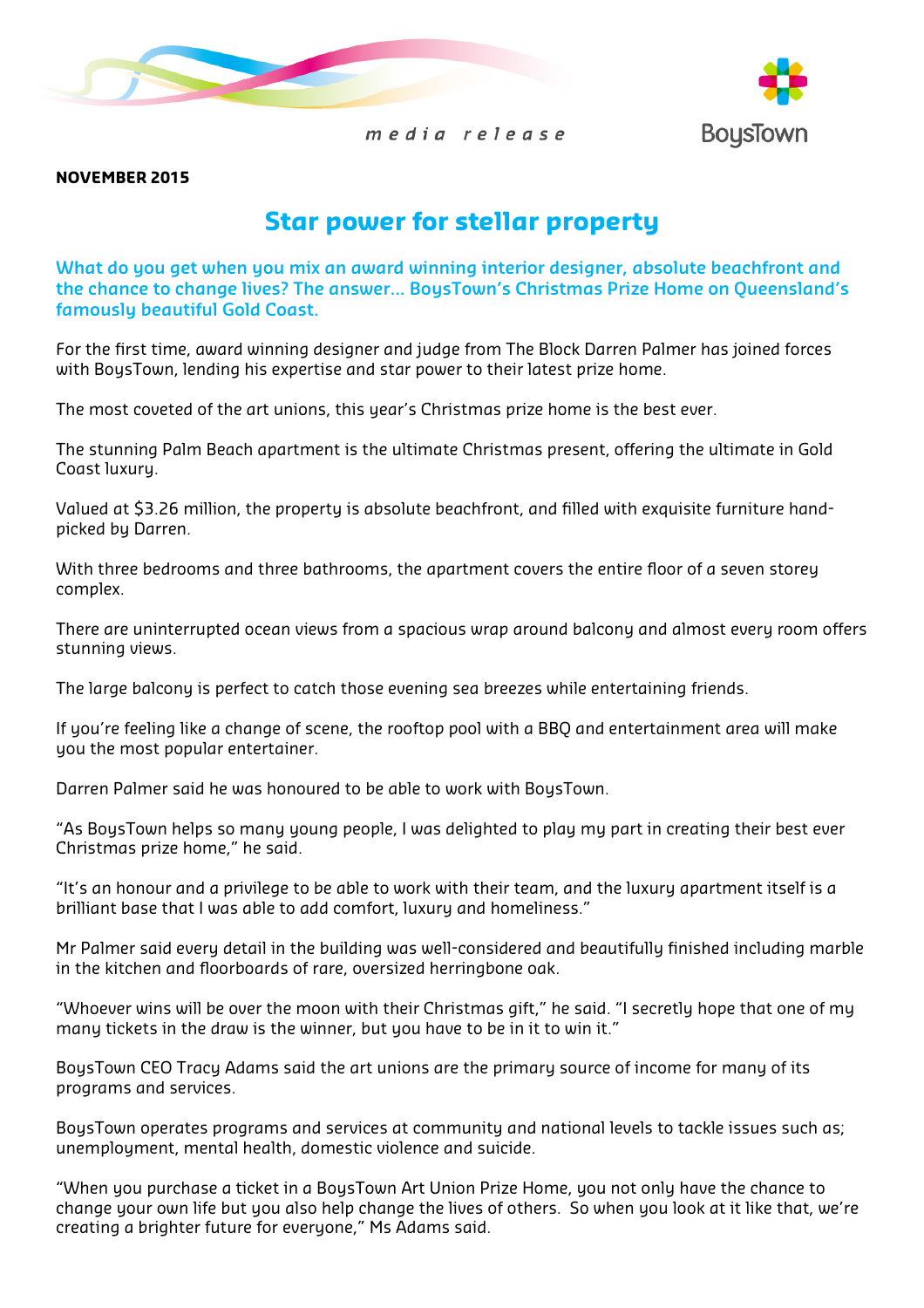*media release*

BoysTown

**NOVEMBER 2015**

# Star power for stellar property

**What do you get when you mix an award winning interior designer, absolute beachfront and the chance to change lives? The answer... BoysTown's Christmas Prize Home on Queensland's famously beautiful Gold Coast.**

For the first time, award winning designer and judge from The Block Darren Palmer has joined forces with BoysTown, lending his expertise and star power to their latest prize home.

The most coveted of the art unions, this year's Christmas prize home is the best ever.

The stunning Palm Beach apartment is the ultimate Christmas present, offering the ultimate in Gold Coast luxury.

Valued at $3.26 million, the property is absolute beachfront, and filled with exquisite furniture hand-picked by Darren.

With three bedrooms and three bathrooms, the apartment covers the entire floor of a seven storey complex.

There are uninterrupted ocean views from a spacious wrap around balcony and almost every room offers stunning views.

The large balcony is perfect to catch those evening sea breezes while entertaining friends.

If you're feeling like a change of scene, the rooftop pool with a BBQ and entertainment area will make you the most popular entertainer.

Darren Palmer said he was honoured to be able to work with BoysTown.

"As BoysTown helps so many young people, I was delighted to play my part in creating their best ever Christmas prize home," he said.

"It's an honour and a privilege to be able to work with their team, and the luxury apartment itself is a brilliant base that I was able to add comfort, luxury and homeliness."

Mr Palmer said every detail in the building was well-considered and beautifully finished including marble in the kitchen and floorboards of rare, oversized herringbone oak.

"Whoever wins will be over the moon with their Christmas gift," he said. "I secretly hope that one of my many tickets in the draw is the winner, but you have to be in it to win it."

BoysTown CEO Tracy Adams said the art unions are the primary source of income for many of its programs and services.

BoysTown operates programs and services at community and national levels to tackle issues such as; unemployment, mental health, domestic violence and suicide.

"When you purchase a ticket in a BoysTown Art Union Prize Home, you not only have the chance to change your own life but you also help change the lives of others. So when you look at it like that, we're creating a brighter future for everyone," Ms Adams said.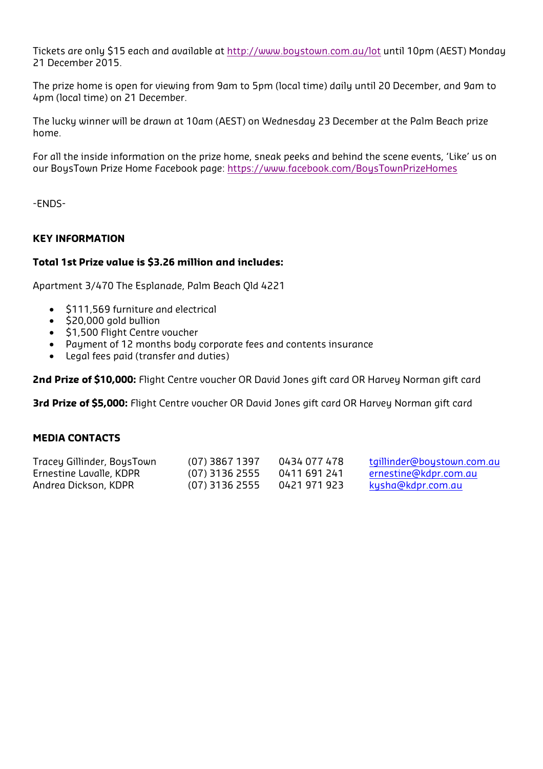Tickets are only $15 each and available at http://www.boystown.com.au/lot until 10pm (AEST) Monday 21 December 2015.

The prize home is open for viewing from 9am to 5pm (local time) daily until 20 December, and 9am to 4pm (local time) on 21 December.

The lucky winner will be drawn at 10am (AEST) on Wednesday 23 December at the Palm Beach prize home.

For all the inside information on the prize home, sneak peeks and behind the scene events, 'Like' us on our BoysTown Prize Home Facebook page: https://www.facebook.com/BoysTownPrizeHomes

-ENDS-

**KEY INFORMATION**

**Total 1st Prize value is $3.26 million and includes:**

Apartment 3/470 The Esplanade, Palm Beach Qld 4221

- $111,569 furniture and electrical
- $20,000 gold bullion
- $1,500 Flight Centre voucher
- Payment of 12 months body corporate fees and contents insurance
- Legal fees paid (transfer and duties)

**2nd Prize of $10,000:** Flight Centre voucher OR David Jones gift card OR Harvey Norman gift card

**3rd Prize of $5,000:** Flight Centre voucher OR David Jones gift card OR Harvey Norman gift card

**MEDIA CONTACTS**

| | | | |
|---|---|---|---|
| Tracey Gillinder, BoysTown | (07) 3867 1397 | 0434 077 478 | tgillinder@boystown.com.au |
| Ernestine Lavalle, KDPR | (07) 3136 2555 | 0411 691 241 | ernestine@kdpr.com.au |
| Andrea Dickson, KDPR | (07) 3136 2555 | 0421 971 923 | kysha@kdpr.com.au |